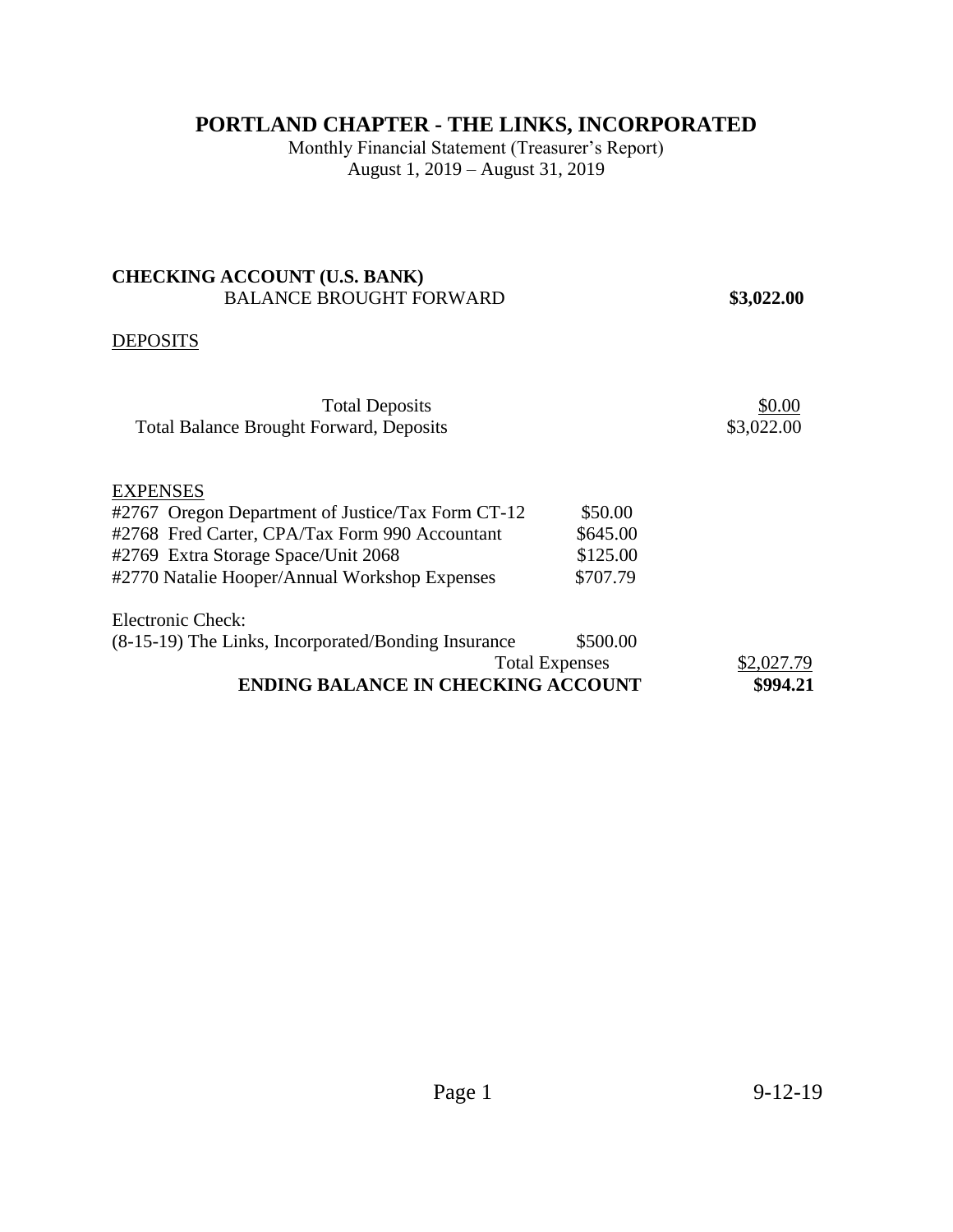# PORTLAND CHAPTER - THE LINKS, INCORPORATED

Monthly Financial Statement (Treasurer's Report)
August 1, 2019 – August 31, 2019

**CHECKING ACCOUNT (U.S. BANK)**

| | | |
|---|---|---|
| BALANCE BROUGHT FORWARD | | **$3,022.00** |

DEPOSITS

| | | |
|---|---|---|
| Total Deposits | | $0.00 |
| Total Balance Brought Forward, Deposits | | $3,022.00 |

EXPENSES

| | | |
|---|---|---|
| #2767 Oregon Department of Justice/Tax Form CT-12 | $50.00 | |
| #2768 Fred Carter, CPA/Tax Form 990 Accountant | $645.00 | |
| #2769 Extra Storage Space/Unit 2068 | $125.00 | |
| #2770 Natalie Hooper/Annual Workshop Expenses | $707.79 | |
| Electronic Check: | | |
| (8-15-19) The Links, Incorporated/Bonding Insurance | $500.00 | |
| Total Expenses | | $2,027.79 |
| **ENDING BALANCE IN CHECKING ACCOUNT** | | **$994.21** |

9-12-19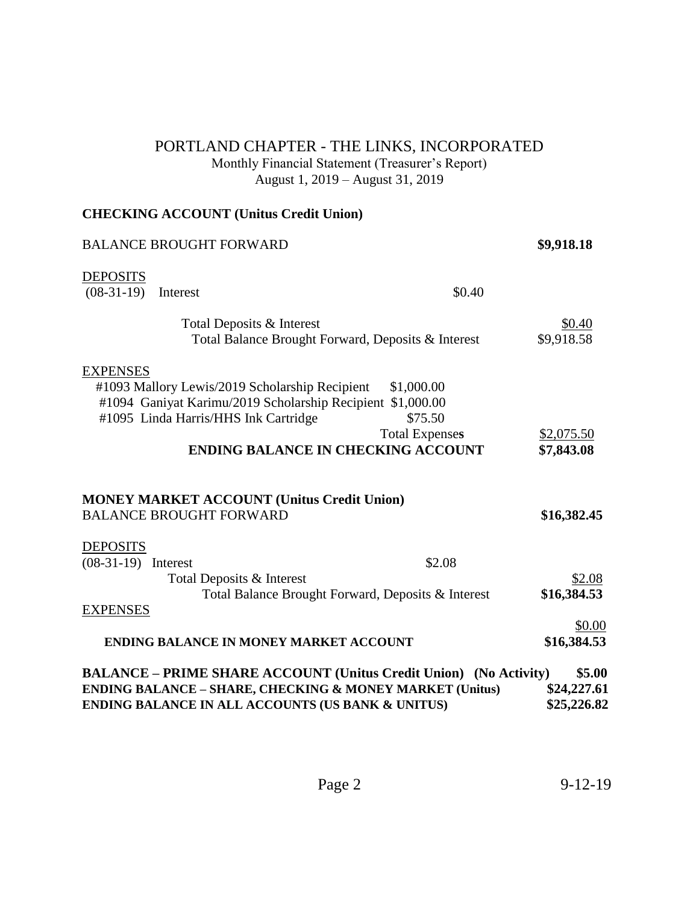# PORTLAND CHAPTER - THE LINKS, INCORPORATED

Monthly Financial Statement (Treasurer's Report)
August 1, 2019 – August 31, 2019

## CHECKING ACCOUNT (Unitus Credit Union)

| | | |
|---|---|---|
| BALANCE BROUGHT FORWARD | | **$9,918.18** |
| DEPOSITS | | |
| (08-31-19) Interest | $0.40 | |
| Total Deposits & Interest | | $0.40 |
| Total Balance Brought Forward, Deposits & Interest | | $9,918.58 |
| EXPENSES | | |
| #1093 Mallory Lewis/2019 Scholarship Recipient | $1,000.00 | |
| #1094 Ganiyat Karimu/2019 Scholarship Recipient | $1,000.00 | |
| #1095 Linda Harris/HHS Ink Cartridge | $75.50 | |
| Total Expenses | | $2,075.50 |
| **ENDING BALANCE IN CHECKING ACCOUNT** | | **$7,843.08** |

## MONEY MARKET ACCOUNT (Unitus Credit Union)

| | | |
|---|---|---|
| BALANCE BROUGHT FORWARD | | **$16,382.45** |
| DEPOSITS | | |
| (08-31-19) Interest | $2.08 | |
| Total Deposits & Interest | | $2.08 |
| Total Balance Brought Forward, Deposits & Interest | | **$16,384.53** |
| EXPENSES | | $0.00 |
| **ENDING BALANCE IN MONEY MARKET ACCOUNT** | | **$16,384.53** |

| | |
|---|---|
| **BALANCE – PRIME SHARE ACCOUNT (Unitus Credit Union) (No Activity)** | **$5.00** |
| **ENDING BALANCE – SHARE, CHECKING & MONEY MARKET (Unitus)** | **$24,227.61** |
| **ENDING BALANCE IN ALL ACCOUNTS (US BANK & UNITUS)** | **$25,226.82** |

9-12-19